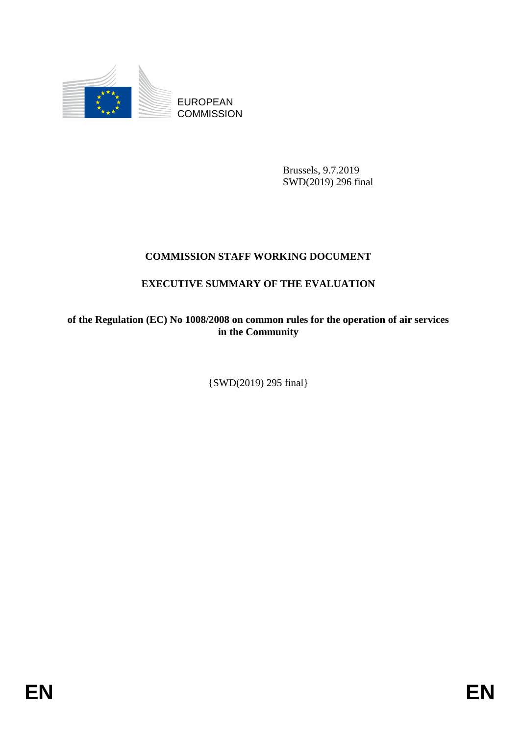EUROPEAN COMMISSION

Brussels, 9.7.2019
SWD(2019) 296 final

# COMMISSION STAFF WORKING DOCUMENT

# EXECUTIVE SUMMARY OF THE EVALUATION

**of the Regulation (EC) No 1008/2008 on common rules for the operation of air services in the Community**

{SWD(2019) 295 final}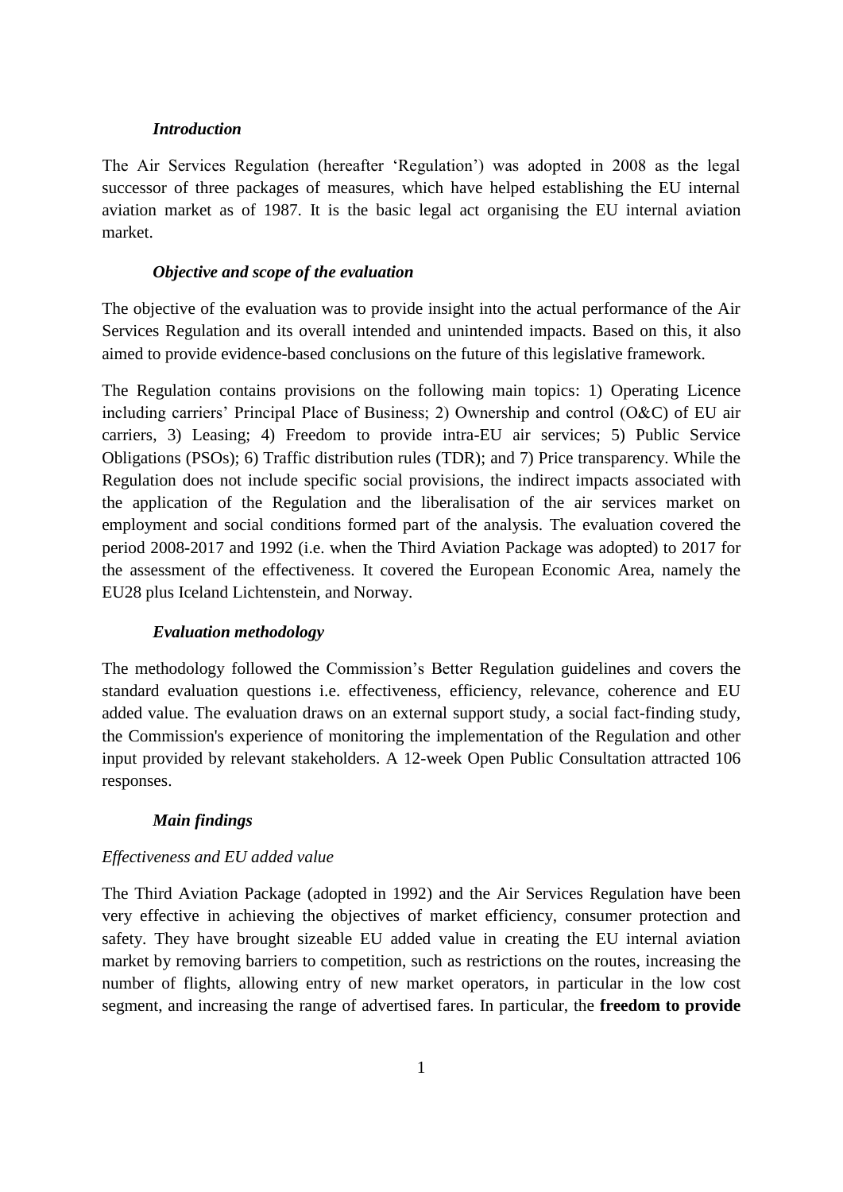### *Introduction*

The Air Services Regulation (hereafter 'Regulation') was adopted in 2008 as the legal successor of three packages of measures, which have helped establishing the EU internal aviation market as of 1987. It is the basic legal act organising the EU internal aviation market.

### *Objective and scope of the evaluation*

The objective of the evaluation was to provide insight into the actual performance of the Air Services Regulation and its overall intended and unintended impacts. Based on this, it also aimed to provide evidence-based conclusions on the future of this legislative framework.

The Regulation contains provisions on the following main topics: 1) Operating Licence including carriers' Principal Place of Business; 2) Ownership and control (O&C) of EU air carriers, 3) Leasing; 4) Freedom to provide intra-EU air services; 5) Public Service Obligations (PSOs); 6) Traffic distribution rules (TDR); and 7) Price transparency. While the Regulation does not include specific social provisions, the indirect impacts associated with the application of the Regulation and the liberalisation of the air services market on employment and social conditions formed part of the analysis. The evaluation covered the period 2008-2017 and 1992 (i.e. when the Third Aviation Package was adopted) to 2017 for the assessment of the effectiveness. It covered the European Economic Area, namely the EU28 plus Iceland Lichtenstein, and Norway.

### *Evaluation methodology*

The methodology followed the Commission's Better Regulation guidelines and covers the standard evaluation questions i.e. effectiveness, efficiency, relevance, coherence and EU added value. The evaluation draws on an external support study, a social fact-finding study, the Commission's experience of monitoring the implementation of the Regulation and other input provided by relevant stakeholders. A 12-week Open Public Consultation attracted 106 responses.

### *Main findings*

*Effectiveness and EU added value*

The Third Aviation Package (adopted in 1992) and the Air Services Regulation have been very effective in achieving the objectives of market efficiency, consumer protection and safety. They have brought sizeable EU added value in creating the EU internal aviation market by removing barriers to competition, such as restrictions on the routes, increasing the number of flights, allowing entry of new market operators, in particular in the low cost segment, and increasing the range of advertised fares. In particular, the **freedom to provide**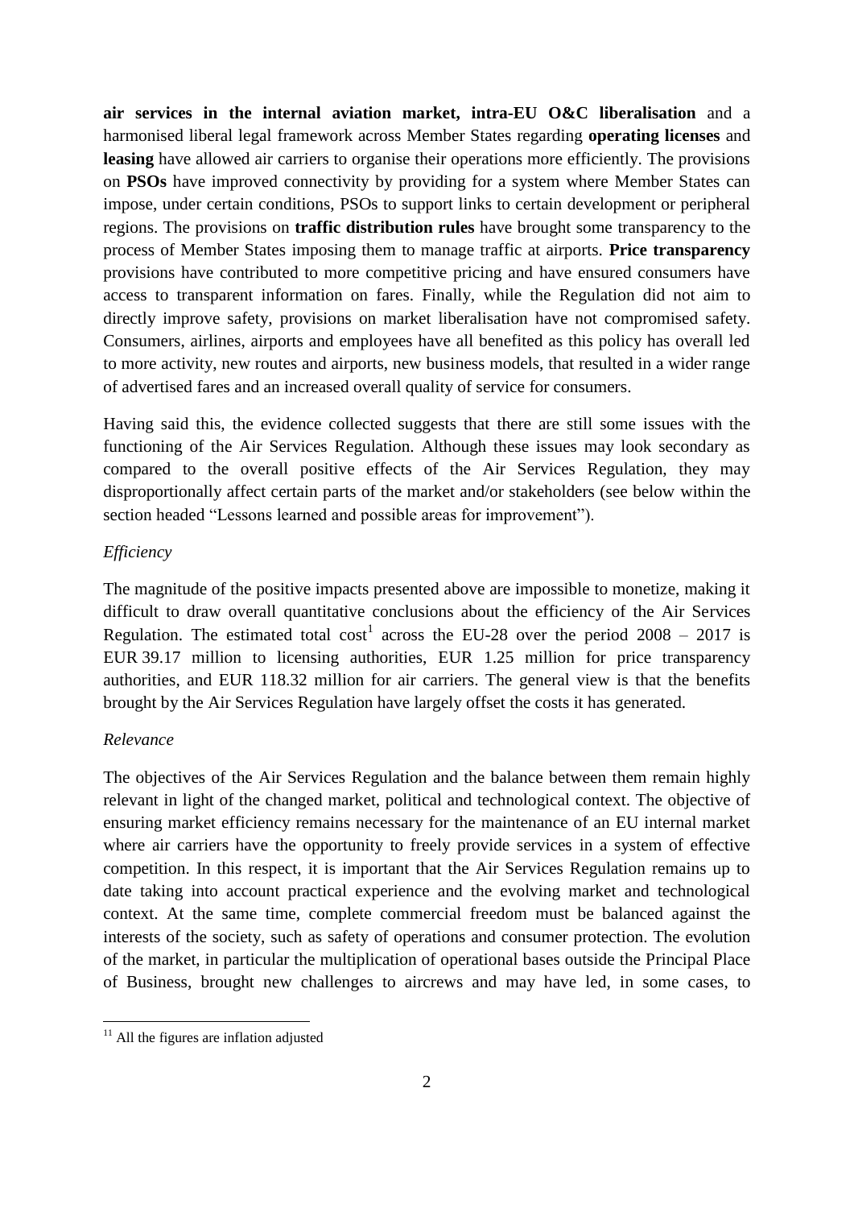**air services in the internal aviation market, intra-EU O&C liberalisation** and a harmonised liberal legal framework across Member States regarding **operating licenses** and **leasing** have allowed air carriers to organise their operations more efficiently. The provisions on **PSOs** have improved connectivity by providing for a system where Member States can impose, under certain conditions, PSOs to support links to certain development or peripheral regions. The provisions on **traffic distribution rules** have brought some transparency to the process of Member States imposing them to manage traffic at airports. **Price transparency** provisions have contributed to more competitive pricing and have ensured consumers have access to transparent information on fares. Finally, while the Regulation did not aim to directly improve safety, provisions on market liberalisation have not compromised safety. Consumers, airlines, airports and employees have all benefited as this policy has overall led to more activity, new routes and airports, new business models, that resulted in a wider range of advertised fares and an increased overall quality of service for consumers.

Having said this, the evidence collected suggests that there are still some issues with the functioning of the Air Services Regulation. Although these issues may look secondary as compared to the overall positive effects of the Air Services Regulation, they may disproportionally affect certain parts of the market and/or stakeholders (see below within the section headed "Lessons learned and possible areas for improvement").

*Efficiency*

The magnitude of the positive impacts presented above are impossible to monetize, making it difficult to draw overall quantitative conclusions about the efficiency of the Air Services Regulation. The estimated total cost[1] across the EU-28 over the period 2008 – 2017 is EUR 39.17 million to licensing authorities, EUR 1.25 million for price transparency authorities, and EUR 118.32 million for air carriers. The general view is that the benefits brought by the Air Services Regulation have largely offset the costs it has generated.

*Relevance*

The objectives of the Air Services Regulation and the balance between them remain highly relevant in light of the changed market, political and technological context. The objective of ensuring market efficiency remains necessary for the maintenance of an EU internal market where air carriers have the opportunity to freely provide services in a system of effective competition. In this respect, it is important that the Air Services Regulation remains up to date taking into account practical experience and the evolving market and technological context. At the same time, complete commercial freedom must be balanced against the interests of the society, such as safety of operations and consumer protection. The evolution of the market, in particular the multiplication of operational bases outside the Principal Place of Business, brought new challenges to aircrews and may have led, in some cases, to

[11] All the figures are inflation adjusted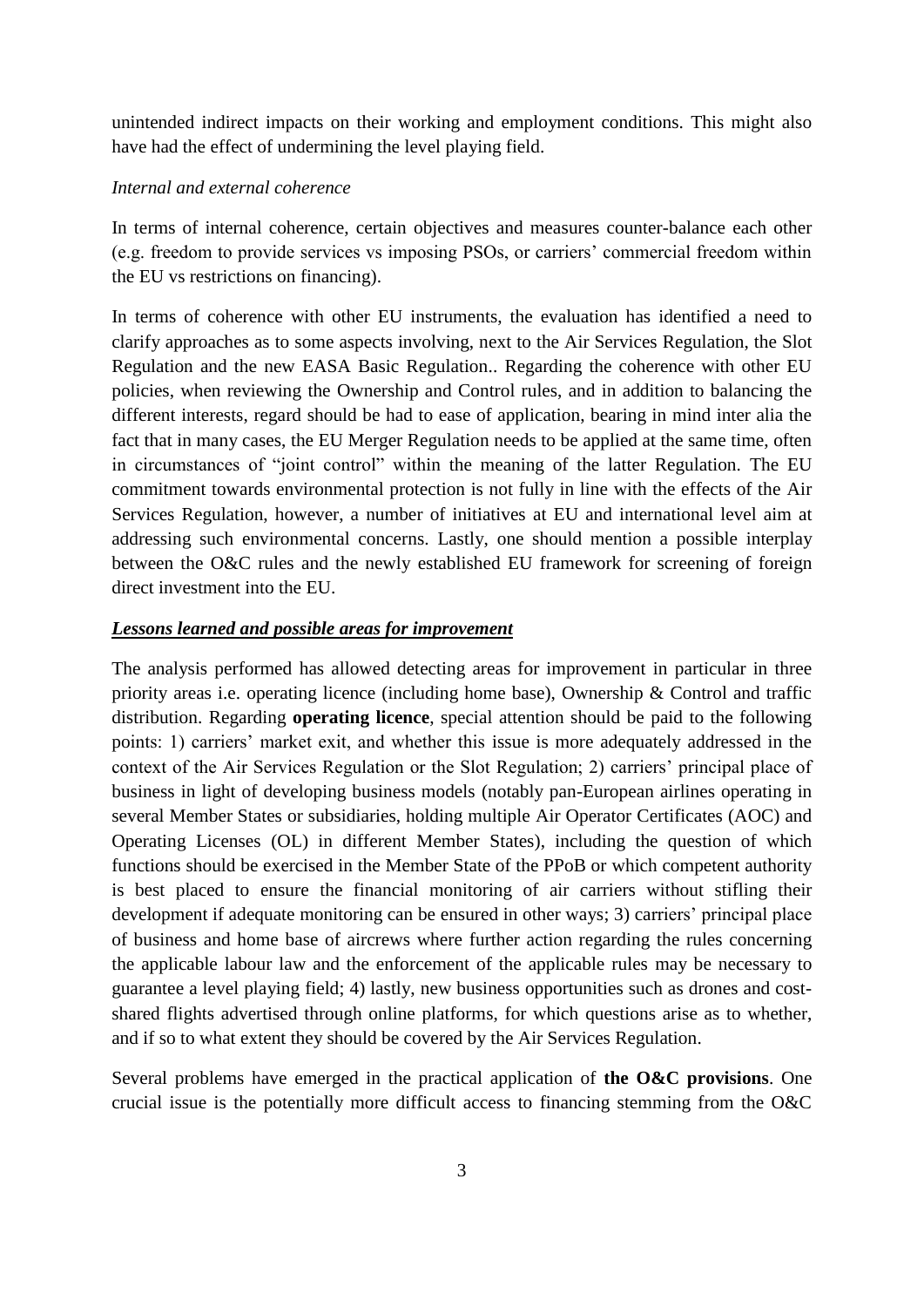unintended indirect impacts on their working and employment conditions. This might also have had the effect of undermining the level playing field.

*Internal and external coherence*

In terms of internal coherence, certain objectives and measures counter-balance each other (e.g. freedom to provide services vs imposing PSOs, or carriers' commercial freedom within the EU vs restrictions on financing).

In terms of coherence with other EU instruments, the evaluation has identified a need to clarify approaches as to some aspects involving, next to the Air Services Regulation, the Slot Regulation and the new EASA Basic Regulation.. Regarding the coherence with other EU policies, when reviewing the Ownership and Control rules, and in addition to balancing the different interests, regard should be had to ease of application, bearing in mind inter alia the fact that in many cases, the EU Merger Regulation needs to be applied at the same time, often in circumstances of "joint control" within the meaning of the latter Regulation. The EU commitment towards environmental protection is not fully in line with the effects of the Air Services Regulation, however, a number of initiatives at EU and international level aim at addressing such environmental concerns. Lastly, one should mention a possible interplay between the O&C rules and the newly established EU framework for screening of foreign direct investment into the EU.

***Lessons learned and possible areas for improvement***

The analysis performed has allowed detecting areas for improvement in particular in three priority areas i.e. operating licence (including home base), Ownership & Control and traffic distribution. Regarding **operating licence**, special attention should be paid to the following points: 1) carriers' market exit, and whether this issue is more adequately addressed in the context of the Air Services Regulation or the Slot Regulation; 2) carriers' principal place of business in light of developing business models (notably pan-European airlines operating in several Member States or subsidiaries, holding multiple Air Operator Certificates (AOC) and Operating Licenses (OL) in different Member States), including the question of which functions should be exercised in the Member State of the PPoB or which competent authority is best placed to ensure the financial monitoring of air carriers without stifling their development if adequate monitoring can be ensured in other ways; 3) carriers' principal place of business and home base of aircrews where further action regarding the rules concerning the applicable labour law and the enforcement of the applicable rules may be necessary to guarantee a level playing field; 4) lastly, new business opportunities such as drones and cost-shared flights advertised through online platforms, for which questions arise as to whether, and if so to what extent they should be covered by the Air Services Regulation.

Several problems have emerged in the practical application of **the O&C provisions**. One crucial issue is the potentially more difficult access to financing stemming from the O&C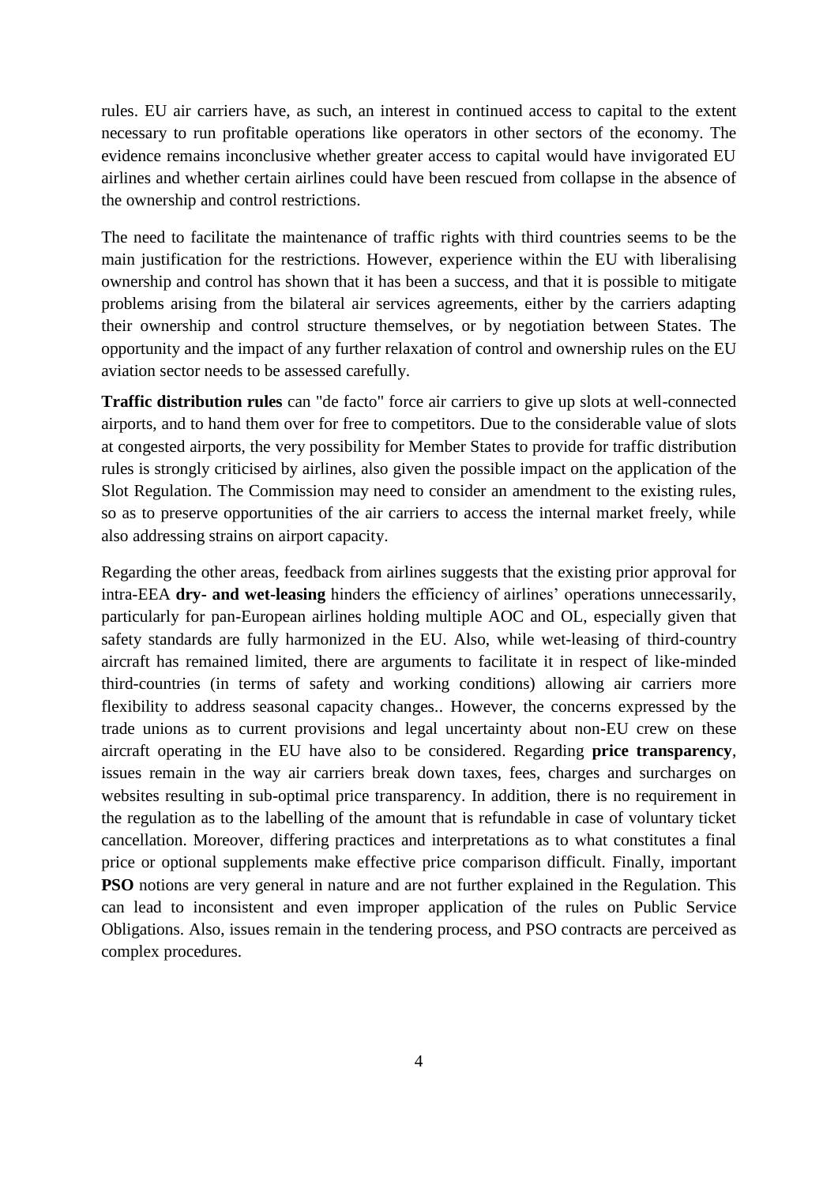rules. EU air carriers have, as such, an interest in continued access to capital to the extent necessary to run profitable operations like operators in other sectors of the economy. The evidence remains inconclusive whether greater access to capital would have invigorated EU airlines and whether certain airlines could have been rescued from collapse in the absence of the ownership and control restrictions.

The need to facilitate the maintenance of traffic rights with third countries seems to be the main justification for the restrictions. However, experience within the EU with liberalising ownership and control has shown that it has been a success, and that it is possible to mitigate problems arising from the bilateral air services agreements, either by the carriers adapting their ownership and control structure themselves, or by negotiation between States. The opportunity and the impact of any further relaxation of control and ownership rules on the EU aviation sector needs to be assessed carefully.

**Traffic distribution rules** can "de facto" force air carriers to give up slots at well-connected airports, and to hand them over for free to competitors. Due to the considerable value of slots at congested airports, the very possibility for Member States to provide for traffic distribution rules is strongly criticised by airlines, also given the possible impact on the application of the Slot Regulation. The Commission may need to consider an amendment to the existing rules, so as to preserve opportunities of the air carriers to access the internal market freely, while also addressing strains on airport capacity.

Regarding the other areas, feedback from airlines suggests that the existing prior approval for intra-EEA **dry- and wet-leasing** hinders the efficiency of airlines' operations unnecessarily, particularly for pan-European airlines holding multiple AOC and OL, especially given that safety standards are fully harmonized in the EU. Also, while wet-leasing of third-country aircraft has remained limited, there are arguments to facilitate it in respect of like-minded third-countries (in terms of safety and working conditions) allowing air carriers more flexibility to address seasonal capacity changes.. However, the concerns expressed by the trade unions as to current provisions and legal uncertainty about non-EU crew on these aircraft operating in the EU have also to be considered. Regarding **price transparency**, issues remain in the way air carriers break down taxes, fees, charges and surcharges on websites resulting in sub-optimal price transparency. In addition, there is no requirement in the regulation as to the labelling of the amount that is refundable in case of voluntary ticket cancellation. Moreover, differing practices and interpretations as to what constitutes a final price or optional supplements make effective price comparison difficult. Finally, important **PSO** notions are very general in nature and are not further explained in the Regulation. This can lead to inconsistent and even improper application of the rules on Public Service Obligations. Also, issues remain in the tendering process, and PSO contracts are perceived as complex procedures.